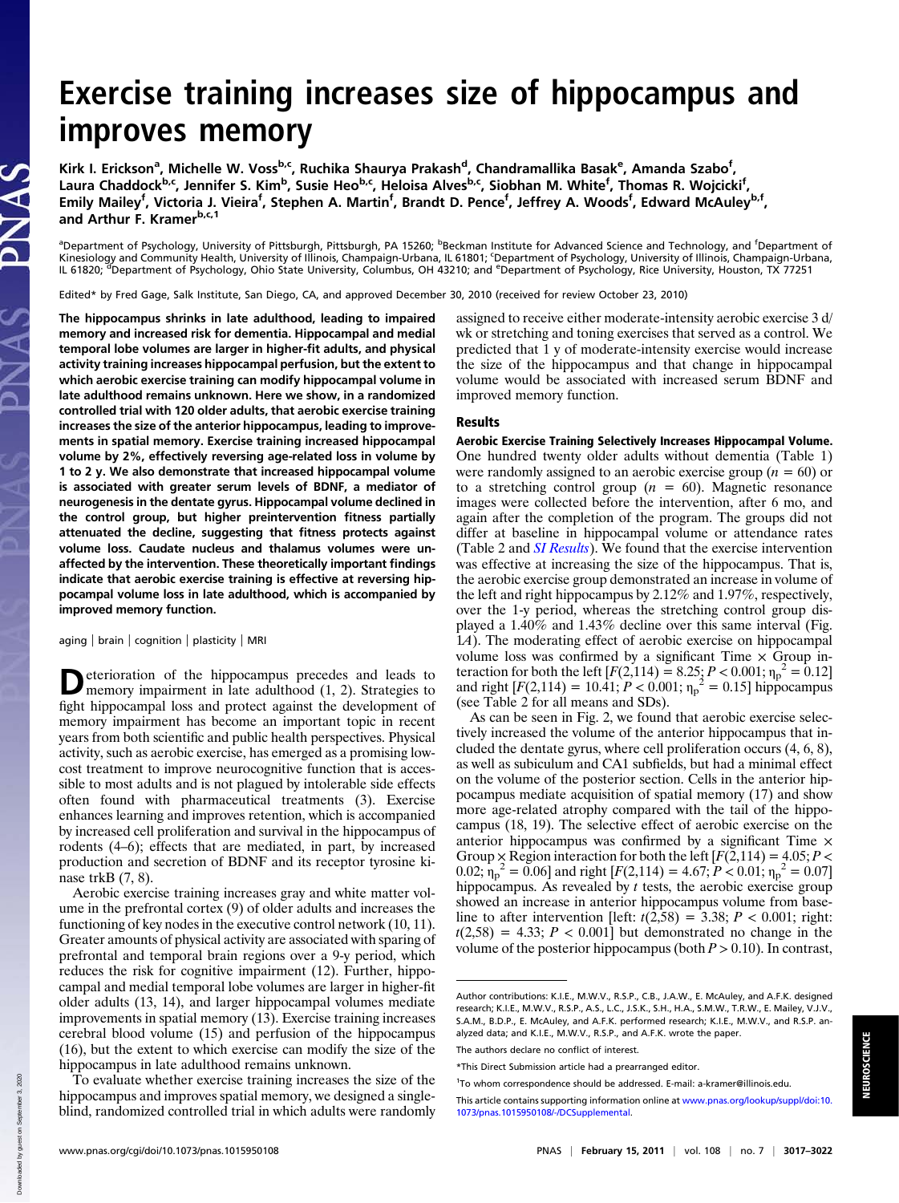# Exercise training increases size of hippocampus and improves memory

Kirk I. Erickson[a], Michelle W. Voss[b,c], Ruchika Shaurya Prakash[d], Chandramallika Basak[e], Amanda Szabo[f], Laura Chaddock[b,c], Jennifer S. Kim[b], Susie Heo[b,c], Heloisa Alves[b,c], Siobhan M. White[f], Thomas R. Wojcicki[f], Emily Mailey[f], Victoria J. Vieira[f], Stephen A. Martin[f], Brandt D. Pence[f], Jeffrey A. Woods[f], Edward McAuley[b,f], and Arthur F. Kramer[b,c,1]

[a]Department of Psychology, University of Pittsburgh, Pittsburgh, PA 15260; [b]Beckman Institute for Advanced Science and Technology, and [f]Department of Kinesiology and Community Health, University of Illinois, Champaign-Urbana, IL 61801; [c]Department of Psychology, University of Illinois, Champaign-Urbana, IL 61820; [d]Department of Psychology, Ohio State University, Columbus, OH 43210; and [e]Department of Psychology, Rice University, Houston, TX 77251

Edited* by Fred Gage, Salk Institute, San Diego, CA, and approved December 30, 2010 (received for review October 23, 2010)

**The hippocampus shrinks in late adulthood, leading to impaired memory and increased risk for dementia. Hippocampal and medial temporal lobe volumes are larger in higher-fit adults, and physical activity training increases hippocampal perfusion, but the extent to which aerobic exercise training can modify hippocampal volume in late adulthood remains unknown. Here we show, in a randomized controlled trial with 120 older adults, that aerobic exercise training increases the size of the anterior hippocampus, leading to improvements in spatial memory. Exercise training increased hippocampal volume by 2%, effectively reversing age-related loss in volume by 1 to 2 y. We also demonstrate that increased hippocampal volume is associated with greater serum levels of BDNF, a mediator of neurogenesis in the dentate gyrus. Hippocampal volume declined in the control group, but higher preintervention fitness partially attenuated the decline, suggesting that fitness protects against volume loss. Caudate nucleus and thalamus volumes were unaffected by the intervention. These theoretically important findings indicate that aerobic exercise training is effective at reversing hippocampal volume loss in late adulthood, which is accompanied by improved memory function.**

aging | brain | cognition | plasticity | MRI

Deterioration of the hippocampus precedes and leads to memory impairment in late adulthood (1, 2). Strategies to fight hippocampal loss and protect against the development of memory impairment has become an important topic in recent years from both scientific and public health perspectives. Physical activity, such as aerobic exercise, has emerged as a promising low-cost treatment to improve neurocognitive function that is accessible to most adults and is not plagued by intolerable side effects often found with pharmaceutical treatments (3). Exercise enhances learning and improves retention, which is accompanied by increased cell proliferation and survival in the hippocampus of rodents (4–6); effects that are mediated, in part, by increased production and secretion of BDNF and its receptor tyrosine kinase trkB (7, 8).

Aerobic exercise training increases gray and white matter volume in the prefrontal cortex (9) of older adults and increases the functioning of key nodes in the executive control network (10, 11). Greater amounts of physical activity are associated with sparing of prefrontal and temporal brain regions over a 9-y period, which reduces the risk for cognitive impairment (12). Further, hippocampal and medial temporal lobe volumes are larger in higher-fit older adults (13, 14), and larger hippocampal volumes mediate improvements in spatial memory (13). Exercise training increases cerebral blood volume (15) and perfusion of the hippocampus (16), but the extent to which exercise can modify the size of the hippocampus in late adulthood remains unknown.

To evaluate whether exercise training increases the size of the hippocampus and improves spatial memory, we designed a single-blind, randomized controlled trial in which adults were randomly assigned to receive either moderate-intensity aerobic exercise 3 d/wk or stretching and toning exercises that served as a control. We predicted that 1 y of moderate-intensity exercise would increase the size of the hippocampus and that change in hippocampal volume would be associated with increased serum BDNF and improved memory function.

## Results

**Aerobic Exercise Training Selectively Increases Hippocampal Volume.** One hundred twenty older adults without dementia (Table 1) were randomly assigned to an aerobic exercise group ($n = 60$) or to a stretching control group ($n = 60$). Magnetic resonance images were collected before the intervention, after 6 mo, and again after the completion of the program. The groups did not differ at baseline in hippocampal volume or attendance rates (Table 2 and *SI Results*). We found that the exercise intervention was effective at increasing the size of the hippocampus. That is, the aerobic exercise group demonstrated an increase in volume of the left and right hippocampus by 2.12% and 1.97%, respectively, over the 1-y period, whereas the stretching control group displayed a 1.40% and 1.43% decline over this same interval (Fig. 1*A*). The moderating effect of aerobic exercise on hippocampal volume loss was confirmed by a significant Time × Group interaction for both the left [$F(2,114) = 8.25$; $P < 0.001$; $\eta_p^2 = 0.12$] and right [$F(2,114) = 10.41$; $P < 0.001$; $\eta_p^2 = 0.15$] hippocampus (see Table 2 for all means and SDs).

As can be seen in Fig. 2, we found that aerobic exercise selectively increased the volume of the anterior hippocampus that included the dentate gyrus, where cell proliferation occurs (4, 6, 8), as well as subiculum and CA1 subfields, but had a minimal effect on the volume of the posterior section. Cells in the anterior hippocampus mediate acquisition of spatial memory (17) and show more age-related atrophy compared with the tail of the hippocampus (18, 19). The selective effect of aerobic exercise on the anterior hippocampus was confirmed by a significant Time × Group × Region interaction for both the left [$F(2,114) = 4.05$; $P < 0.02$; $\eta_p^2 = 0.06$] and right [$F(2,114) = 4.67$; $P < 0.01$; $\eta_p^2 = 0.07$] hippocampus. As revealed by $t$ tests, the aerobic exercise group showed an increase in anterior hippocampus volume from baseline to after intervention [left: $t(2,58) = 3.38$; $P < 0.001$; right: $t(2,58) = 4.33$; $P < 0.001$] but demonstrated no change in the volume of the posterior hippocampus (both $P > 0.10$). In contrast,

Author contributions: K.I.E., M.W.V., R.S.P., C.B., J.A.W., E. McAuley, and A.F.K. designed research; K.I.E., M.W.V., R.S.P., A.S., L.C., J.S.K., S.H., H.A., S.M.W., T.R.W., E. Mailey, V.J.V., S.A.M., B.D.P., E. McAuley, and A.F.K. performed research; K.I.E., M.W.V., and R.S.P. analyzed data; and K.I.E., M.W.V., R.S.P., and A.F.K. wrote the paper.

The authors declare no conflict of interest.

*This Direct Submission article had a prearranged editor.

[1]To whom correspondence should be addressed. E-mail: a-kramer@illinois.edu.

This article contains supporting information online at www.pnas.org/lookup/suppl/doi:10.1073/pnas.1015950108/-/DCSupplemental.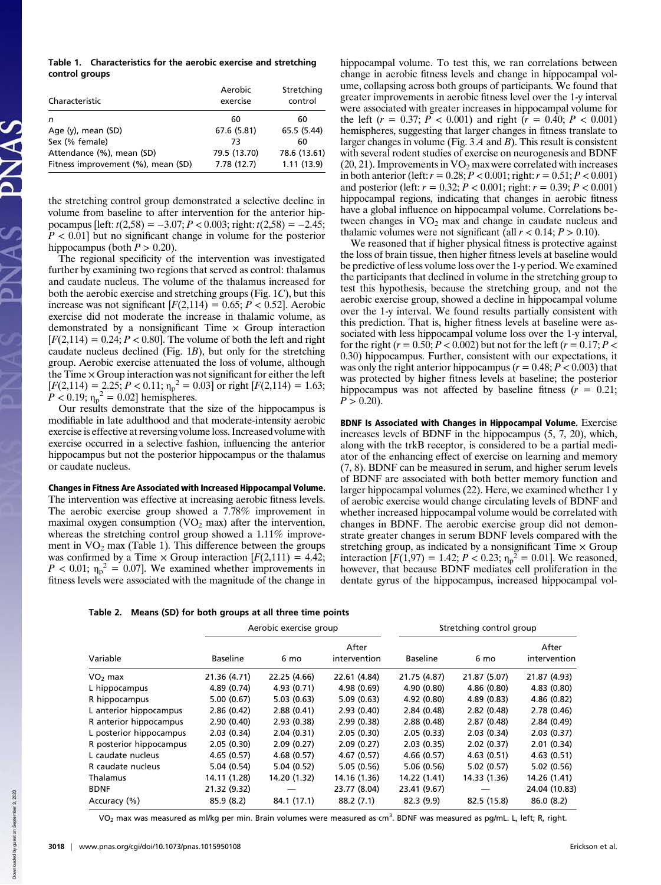**Table 1. Characteristics for the aerobic exercise and stretching control groups**

| Characteristic | Aerobic exercise | Stretching control |
|---|---|---|
| $n$ | 60 | 60 |
| Age (y), mean (SD) | 67.6 (5.81) | 65.5 (5.44) |
| Sex (% female) | 73 | 60 |
| Attendance (%), mean (SD) | 79.5 (13.70) | 78.6 (13.61) |
| Fitness improvement (%), mean (SD) | 7.78 (12.7) | 1.11 (13.9) |

the stretching control group demonstrated a selective decline in volume from baseline to after intervention for the anterior hippocampus [left: $t(2,58) = -3.07$; $P < 0.003$; right: $t(2,58) = -2.45$; $P < 0.01$] but no significant change in volume for the posterior hippocampus (both $P > 0.20$).

The regional specificity of the intervention was investigated further by examining two regions that served as control: thalamus and caudate nucleus. The volume of the thalamus increased for both the aerobic exercise and stretching groups (Fig. 1*C*), but this increase was not significant [$F(2,114) = 0.65$; $P < 0.52$]. Aerobic exercise did not moderate the increase in thalamic volume, as demonstrated by a nonsignificant Time × Group interaction [$F(2,114) = 0.24$; $P < 0.80$]. The volume of both the left and right caudate nucleus declined (Fig. 1*B*), but only for the stretching group. Aerobic exercise attenuated the loss of volume, although the Time × Group interaction was not significant for either the left [$F(2,114) = 2.25$; $P < 0.11$; $\eta_p^2 = 0.03$] or right [$F(2,114) = 1.63$; $P < 0.19$; $\eta_p^2 = 0.02$] hemispheres.

Our results demonstrate that the size of the hippocampus is modifiable in late adulthood and that moderate-intensity aerobic exercise is effective at reversing volume loss. Increased volume with exercise occurred in a selective fashion, influencing the anterior hippocampus but not the posterior hippocampus or the thalamus or caudate nucleus.

**Changes in Fitness Are Associated with Increased Hippocampal Volume.** The intervention was effective at increasing aerobic fitness levels. The aerobic exercise group showed a 7.78% improvement in maximal oxygen consumption ($VO_2$ max) after the intervention, whereas the stretching control group showed a 1.11% improvement in $VO_2$ max (Table 1). This difference between the groups was confirmed by a Time × Group interaction [$F(2,111) = 4.42$; $P < 0.01$; $\eta_p^2 = 0.07$]. We examined whether improvements in fitness levels were associated with the magnitude of the change in hippocampal volume. To test this, we ran correlations between change in aerobic fitness levels and change in hippocampal volume, collapsing across both groups of participants. We found that greater improvements in aerobic fitness level over the 1-y interval were associated with greater increases in hippocampal volume for the left ($r = 0.37$; $P < 0.001$) and right ($r = 0.40$; $P < 0.001$) hemispheres, suggesting that larger changes in fitness translate to larger changes in volume (Fig. 3 *A* and *B*). This result is consistent with several rodent studies of exercise on neurogenesis and BDNF (20, 21). Improvements in $VO_2$ max were correlated with increases in both anterior (left: $r = 0.28$; $P < 0.001$; right: $r = 0.51$; $P < 0.001$) and posterior (left: $r = 0.32$; $P < 0.001$; right: $r = 0.39$; $P < 0.001$) hippocampal regions, indicating that changes in aerobic fitness have a global influence on hippocampal volume. Correlations between changes in $VO_2$ max and change in caudate nucleus and thalamic volumes were not significant (all $r < 0.14$; $P > 0.10$).

We reasoned that if higher physical fitness is protective against the loss of brain tissue, then higher fitness levels at baseline would be predictive of less volume loss over the 1-y period. We examined the participants that declined in volume in the stretching group to test this hypothesis, because the stretching group, and not the aerobic exercise group, showed a decline in hippocampal volume over the 1-y interval. We found results partially consistent with this prediction. That is, higher fitness levels at baseline were associated with less hippocampal volume loss over the 1-y interval, for the right ($r = 0.50$; $P < 0.002$) but not for the left ($r = 0.17$; $P < 0.30$) hippocampus. Further, consistent with our expectations, it was only the right anterior hippocampus ($r = 0.48$; $P < 0.003$) that was protected by higher fitness levels at baseline; the posterior hippocampus was not affected by baseline fitness ($r = 0.21$; $P > 0.20$).

**BDNF Is Associated with Changes in Hippocampal Volume.** Exercise increases levels of BDNF in the hippocampus (5, 7, 20), which, along with the trkB receptor, is considered to be a partial mediator of the enhancing effect of exercise on learning and memory (7, 8). BDNF can be measured in serum, and higher serum levels of BDNF are associated with both better memory function and larger hippocampal volumes (22). Here, we examined whether 1 y of aerobic exercise would change circulating levels of BDNF and whether increased hippocampal volume would be correlated with changes in BDNF. The aerobic exercise group did not demonstrate greater changes in serum BDNF levels compared with the stretching group, as indicated by a nonsignificant Time × Group interaction [$F(1,97) = 1.42$; $P < 0.23$; $\eta_p^2 = 0.01$]. We reasoned, however, that because BDNF mediates cell proliferation in the dentate gyrus of the hippocampus, increased hippocampal vol-

**Table 2. Means (SD) for both groups at all three time points**

| | Aerobic exercise group | | | Stretching control group | | |
|---|---|---|---|---|---|---|
| Variable | Baseline | 6 mo | After intervention | Baseline | 6 mo | After intervention |
| $VO_2$ max | 21.36 (4.71) | 22.25 (4.66) | 22.61 (4.84) | 21.75 (4.87) | 21.87 (5.07) | 21.87 (4.93) |
| L hippocampus | 4.89 (0.74) | 4.93 (0.71) | 4.98 (0.69) | 4.90 (0.80) | 4.86 (0.80) | 4.83 (0.80) |
| R hippocampus | 5.00 (0.67) | 5.03 (0.63) | 5.09 (0.63) | 4.92 (0.80) | 4.89 (0.83) | 4.86 (0.82) |
| L anterior hippocampus | 2.86 (0.42) | 2.88 (0.41) | 2.93 (0.40) | 2.84 (0.48) | 2.82 (0.48) | 2.78 (0.46) |
| R anterior hippocampus | 2.90 (0.40) | 2.93 (0.38) | 2.99 (0.38) | 2.88 (0.48) | 2.87 (0.48) | 2.84 (0.49) |
| L posterior hippocampus | 2.03 (0.34) | 2.04 (0.31) | 2.05 (0.30) | 2.05 (0.33) | 2.03 (0.34) | 2.03 (0.37) |
| R posterior hippocampus | 2.05 (0.30) | 2.09 (0.27) | 2.09 (0.27) | 2.03 (0.35) | 2.02 (0.37) | 2.01 (0.34) |
| L caudate nucleus | 4.65 (0.57) | 4.68 (0.57) | 4.67 (0.57) | 4.66 (0.57) | 4.63 (0.51) | 4.63 (0.51) |
| R caudate nucleus | 5.04 (0.54) | 5.04 (0.52) | 5.05 (0.56) | 5.06 (0.56) | 5.02 (0.57) | 5.02 (0.56) |
| Thalamus | 14.11 (1.28) | 14.20 (1.32) | 14.16 (1.36) | 14.22 (1.41) | 14.33 (1.36) | 14.26 (1.41) |
| BDNF | 21.32 (9.32) | — | 23.77 (8.04) | 23.41 (9.67) | — | 24.04 (10.83) |
| Accuracy (%) | 85.9 (8.2) | 84.1 (17.1) | 88.2 (7.1) | 82.3 (9.9) | 82.5 (15.8) | 86.0 (8.2) |

$VO_2$ max was measured as ml/kg per min. Brain volumes were measured as $cm^3$. BDNF was measured as pg/mL. L, left; R, right.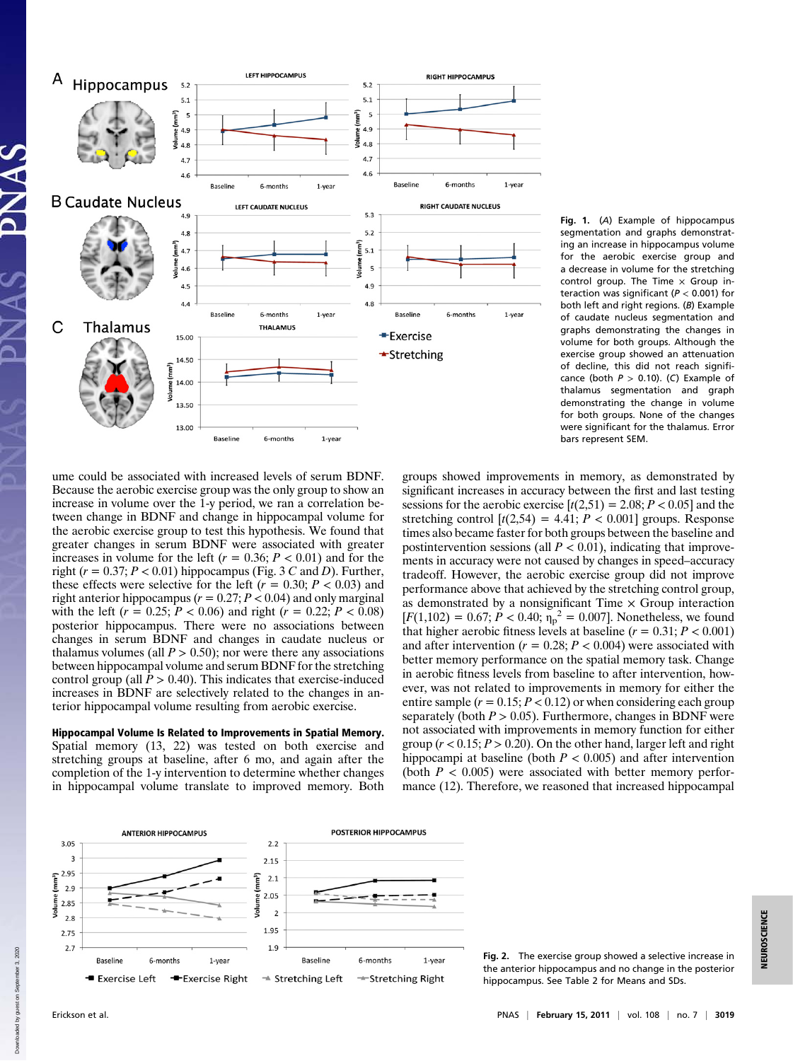Fig. 1. (*A*) Example of hippocampus segmentation and graphs demonstrating an increase in hippocampus volume for the aerobic exercise group and a decrease in volume for the stretching control group. The Time × Group interaction was significant ($P < 0.001$) for both left and right regions. (*B*) Example of caudate nucleus segmentation and graphs demonstrating the changes in volume for both groups. Although the exercise group showed an attenuation of decline, this did not reach significance (both $P > 0.10$). (*C*) Example of thalamus segmentation and graph demonstrating the change in volume for both groups. None of the changes were significant for the thalamus. Error bars represent SEM.

ume could be associated with increased levels of serum BDNF. Because the aerobic exercise group was the only group to show an increase in volume over the 1-y period, we ran a correlation between change in BDNF and change in hippocampal volume for the aerobic exercise group to test this hypothesis. We found that greater changes in serum BDNF were associated with greater increases in volume for the left ($r = 0.36$; $P < 0.01$) and the right ($r = 0.37$; $P < 0.01$) hippocampus (Fig. 3 *C* and *D*). Further, these effects were selective for the left ($r = 0.30$; $P < 0.03$) and right anterior hippocampus ($r = 0.27$; $P < 0.04$) and only marginal with the left ($r = 0.25$; $P < 0.06$) and right ($r = 0.22$; $P < 0.08$) posterior hippocampus. There were no associations between changes in serum BDNF and changes in caudate nucleus or thalamus volumes (all $P > 0.50$); nor were there any associations between hippocampal volume and serum BDNF for the stretching control group (all $P > 0.40$). This indicates that exercise-induced increases in BDNF are selectively related to the changes in anterior hippocampal volume resulting from aerobic exercise.

**Hippocampal Volume Is Related to Improvements in Spatial Memory.** Spatial memory (13, 22) was tested on both exercise and stretching groups at baseline, after 6 mo, and again after the completion of the 1-y intervention to determine whether changes in hippocampal volume translate to improved memory. Both groups showed improvements in memory, as demonstrated by significant increases in accuracy between the first and last testing sessions for the aerobic exercise [$t(2,51) = 2.08$; $P < 0.05$] and the stretching control [$t(2,54) = 4.41$; $P < 0.001$] groups. Response times also became faster for both groups between the baseline and postintervention sessions (all $P < 0.01$), indicating that improvements in accuracy were not caused by changes in speed–accuracy tradeoff. However, the aerobic exercise group did not improve performance above that achieved by the stretching control group, as demonstrated by a nonsignificant Time × Group interaction [$F(1,102) = 0.67$; $P < 0.40$; $\eta_p^2 = 0.007$]. Nonetheless, we found that higher aerobic fitness levels at baseline ($r = 0.31$; $P < 0.001$) and after intervention ($r = 0.28$; $P < 0.004$) were associated with better memory performance on the spatial memory task. Change in aerobic fitness levels from baseline to after intervention, however, was not related to improvements in memory for either the entire sample ($r = 0.15$; $P < 0.12$) or when considering each group separately (both $P > 0.05$). Furthermore, changes in BDNF were not associated with improvements in memory function for either group ($r < 0.15$; $P > 0.20$). On the other hand, larger left and right hippocampi at baseline (both $P < 0.005$) and after intervention (both $P < 0.005$) were associated with better memory performance (12). Therefore, we reasoned that increased hippocampal

Fig. 2. The exercise group showed a selective increase in the anterior hippocampus and no change in the posterior hippocampus. See Table 2 for Means and SDs.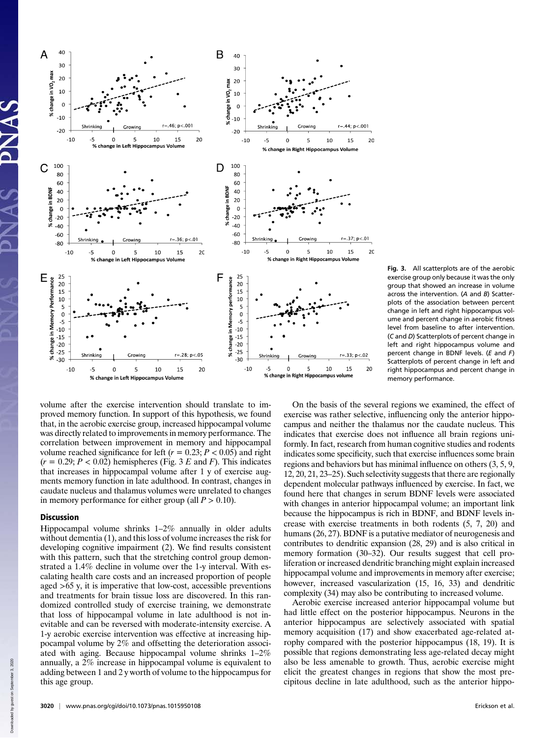Fig. 3. All scatterplots are of the aerobic exercise group only because it was the only group that showed an increase in volume across the intervention. (*A* and *B*) Scatterplots of the association between percent change in left and right hippocampus volume and percent change in aerobic fitness level from baseline to after intervention. (*C* and *D*) Scatterplots of percent change in left and right hippocampus volume and percent change in BDNF levels. (*E* and *F*) Scatterplots of percent change in left and right hippocampus and percent change in memory performance.

volume after the exercise intervention should translate to improved memory function. In support of this hypothesis, we found that, in the aerobic exercise group, increased hippocampal volume was directly related to improvements in memory performance. The correlation between improvement in memory and hippocampal volume reached significance for left ($r = 0.23$; $P < 0.05$) and right ($r = 0.29$; $P < 0.02$) hemispheres (Fig. 3 *E* and *F*). This indicates that increases in hippocampal volume after 1 y of exercise augments memory function in late adulthood. In contrast, changes in caudate nucleus and thalamus volumes were unrelated to changes in memory performance for either group (all $P > 0.10$).

## Discussion

Hippocampal volume shrinks 1–2% annually in older adults without dementia (1), and this loss of volume increases the risk for developing cognitive impairment (2). We find results consistent with this pattern, such that the stretching control group demonstrated a 1.4% decline in volume over the 1-y interval. With escalating health care costs and an increased proportion of people aged >65 y, it is imperative that low-cost, accessible preventions and treatments for brain tissue loss are discovered. In this randomized controlled study of exercise training, we demonstrate that loss of hippocampal volume in late adulthood is not inevitable and can be reversed with moderate-intensity exercise. A 1-y aerobic exercise intervention was effective at increasing hippocampal volume by 2% and offsetting the deterioration associated with aging. Because hippocampal volume shrinks 1–2% annually, a 2% increase in hippocampal volume is equivalent to adding between 1 and 2 y worth of volume to the hippocampus for this age group.

On the basis of the several regions we examined, the effect of exercise was rather selective, influencing only the anterior hippocampus and neither the thalamus nor the caudate nucleus. This indicates that exercise does not influence all brain regions uniformly. In fact, research from human cognitive studies and rodents indicates some specificity, such that exercise influences some brain regions and behaviors but has minimal influence on others (3, 5, 9, 12, 20, 21, 23–25). Such selectivity suggests that there are regionally dependent molecular pathways influenced by exercise. In fact, we found here that changes in serum BDNF levels were associated with changes in anterior hippocampal volume; an important link because the hippocampus is rich in BDNF, and BDNF levels increase with exercise treatments in both rodents (5, 7, 20) and humans (26, 27). BDNF is a putative mediator of neurogenesis and contributes to dendritic expansion (28, 29) and is also critical in memory formation (30–32). Our results suggest that cell proliferation or increased dendritic branching might explain increased hippocampal volume and improvements in memory after exercise; however, increased vascularization (15, 16, 33) and dendritic complexity (34) may also be contributing to increased volume.

Aerobic exercise increased anterior hippocampal volume but had little effect on the posterior hippocampus. Neurons in the anterior hippocampus are selectively associated with spatial memory acquisition (17) and show exacerbated age-related atrophy compared with the posterior hippocampus (18, 19). It is possible that regions demonstrating less age-related decay might also be less amenable to growth. Thus, aerobic exercise might elicit the greatest changes in regions that show the most precipitous decline in late adulthood, such as the anterior hippo-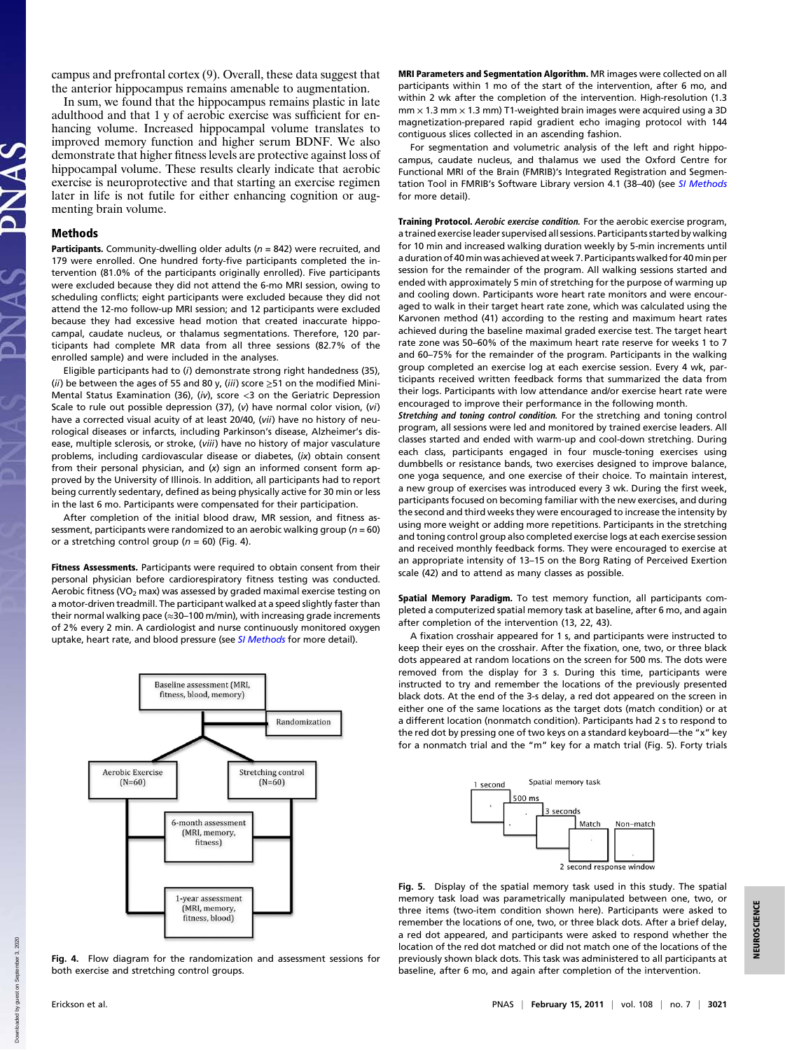campus and prefrontal cortex (9). Overall, these data suggest that the anterior hippocampus remains amenable to augmentation.

In sum, we found that the hippocampus remains plastic in late adulthood and that 1 y of aerobic exercise was sufficient for enhancing volume. Increased hippocampal volume translates to improved memory function and higher serum BDNF. We also demonstrate that higher fitness levels are protective against loss of hippocampal volume. These results clearly indicate that aerobic exercise is neuroprotective and that starting an exercise regimen later in life is not futile for either enhancing cognition or augmenting brain volume.

## Methods

**Participants.** Community-dwelling older adults ($n$ = 842) were recruited, and 179 were enrolled. One hundred forty-five participants completed the intervention (81.0% of the participants originally enrolled). Five participants were excluded because they did not attend the 6-mo MRI session, owing to scheduling conflicts; eight participants were excluded because they did not attend the 12-mo follow-up MRI session; and 12 participants were excluded because they had excessive head motion that created inaccurate hippocampal, caudate nucleus, or thalamus segmentations. Therefore, 120 participants had complete MR data from all three sessions (82.7% of the enrolled sample) and were included in the analyses.

Eligible participants had to (*i*) demonstrate strong right handedness (35), (*ii*) be between the ages of 55 and 80 y, (*iii*) score ≥51 on the modified Mini-Mental Status Examination (36), (*iv*), score <3 on the Geriatric Depression Scale to rule out possible depression (37), (*v*) have normal color vision, (*vi*) have a corrected visual acuity of at least 20/40, (*vii*) have no history of neurological diseases or infarcts, including Parkinson's disease, Alzheimer's disease, multiple sclerosis, or stroke, (*viii*) have no history of major vasculature problems, including cardiovascular disease or diabetes, (*ix*) obtain consent from their personal physician, and (*x*) sign an informed consent form approved by the University of Illinois. In addition, all participants had to report being currently sedentary, defined as being physically active for 30 min or less in the last 6 mo. Participants were compensated for their participation.

After completion of the initial blood draw, MR session, and fitness assessment, participants were randomized to an aerobic walking group ($n$ = 60) or a stretching control group ($n$ = 60) (Fig. 4).

**Fitness Assessments.** Participants were required to obtain consent from their personal physician before cardiorespiratory fitness testing was conducted. Aerobic fitness ($VO_2$ max) was assessed by graded maximal exercise testing on a motor-driven treadmill. The participant walked at a speed slightly faster than their normal walking pace (≈30–100 m/min), with increasing grade increments of 2% every 2 min. A cardiologist and nurse continuously monitored oxygen uptake, heart rate, and blood pressure (see *SI Methods* for more detail).

Baseline assessment (MRI, fitness, blood, memory)
Randomization
Aerobic Exercise (N=60) | Stretching control (N=60)
6-month assessment (MRI, memory, fitness)
1-year assessment (MRI, memory, fitness, blood)

**Fig. 4.** Flow diagram for the randomization and assessment sessions for both exercise and stretching control groups.

**MRI Parameters and Segmentation Algorithm.** MR images were collected on all participants within 1 mo of the start of the intervention, after 6 mo, and within 2 wk after the completion of the intervention. High-resolution (1.3 mm × 1.3 mm × 1.3 mm) T1-weighted brain images were acquired using a 3D magnetization-prepared rapid gradient echo imaging protocol with 144 contiguous slices collected in an ascending fashion.

For segmentation and volumetric analysis of the left and right hippocampus, caudate nucleus, and thalamus we used the Oxford Centre for Functional MRI of the Brain (FMRIB)'s Integrated Registration and Segmentation Tool in FMRIB's Software Library version 4.1 (38–40) (see *SI Methods* for more detail).

**Training Protocol.** ***Aerobic exercise condition.*** For the aerobic exercise program, a trained exercise leader supervised all sessions. Participants started by walking for 10 min and increased walking duration weekly by 5-min increments until a duration of 40 min was achieved at week 7. Participants walked for 40 min per session for the remainder of the program. All walking sessions started and ended with approximately 5 min of stretching for the purpose of warming up and cooling down. Participants wore heart rate monitors and were encouraged to walk in their target heart rate zone, which was calculated using the Karvonen method (41) according to the resting and maximum heart rates achieved during the baseline maximal graded exercise test. The target heart rate zone was 50–60% of the maximum heart rate reserve for weeks 1 to 7 and 60–75% for the remainder of the program. Participants in the walking group completed an exercise log at each exercise session. Every 4 wk, participants received written feedback forms that summarized the data from their logs. Participants with low attendance and/or exercise heart rate were encouraged to improve their performance in the following month.

***Stretching and toning control condition.*** For the stretching and toning control program, all sessions were led and monitored by trained exercise leaders. All classes started and ended with warm-up and cool-down stretching. During each class, participants engaged in four muscle-toning exercises using dumbbells or resistance bands, two exercises designed to improve balance, one yoga sequence, and one exercise of their choice. To maintain interest, a new group of exercises was introduced every 3 wk. During the first week, participants focused on becoming familiar with the new exercises, and during the second and third weeks they were encouraged to increase the intensity by using more weight or adding more repetitions. Participants in the stretching and toning control group also completed exercise logs at each exercise session and received monthly feedback forms. They were encouraged to exercise at an appropriate intensity of 13–15 on the Borg Rating of Perceived Exertion scale (42) and to attend as many classes as possible.

**Spatial Memory Paradigm.** To test memory function, all participants completed a computerized spatial memory task at baseline, after 6 mo, and again after completion of the intervention (13, 22, 43).

A fixation crosshair appeared for 1 s, and participants were instructed to keep their eyes on the crosshair. After the fixation, one, two, or three black dots appeared at random locations on the screen for 500 ms. The dots were removed from the display for 3 s. During this time, participants were instructed to try and remember the locations of the previously presented black dots. At the end of the 3-s delay, a red dot appeared on the screen in either one of the same locations as the target dots (match condition) or at a different location (nonmatch condition). Participants had 2 s to respond to the red dot by pressing one of two keys on a standard keyboard—the "x" key for a nonmatch trial and the "m" key for a match trial (Fig. 5). Forty trials

Spatial memory task: 1 second; 500 ms; 3 seconds; Match; Non-match; 2 second response window

**Fig. 5.** Display of the spatial memory task used in this study. The spatial memory task load was parametrically manipulated between one, two, or three items (two-item condition shown here). Participants were asked to remember the locations of one, two, or three black dots. After a brief delay, a red dot appeared, and participants were asked to respond whether the location of the red dot matched or did not match one of the locations of the previously shown black dots. This task was administered to all participants at baseline, after 6 mo, and again after completion of the intervention.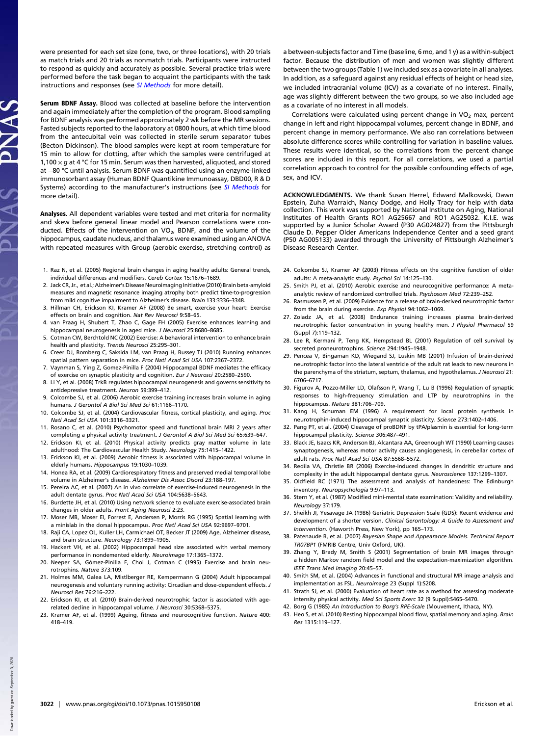were presented for each set size (one, two, or three locations), with 20 trials as match trials and 20 trials as nonmatch trials. Participants were instructed to respond as quickly and accurately as possible. Several practice trials were performed before the task began to acquaint the participants with the task instructions and responses (see *SI Methods* for more detail).

**Serum BDNF Assay.** Blood was collected at baseline before the intervention and again immediately after the completion of the program. Blood sampling for BDNF analysis was performed approximately 2 wk before the MR sessions. Fasted subjects reported to the laboratory at 0800 hours, at which time blood from the antecubital vein was collected in sterile serum separator tubes (Becton Dickinson). The blood samples were kept at room temperature for 15 min to allow for clotting, after which the samples were centrifuged at $1,100 \times g$ at 4 °C for 15 min. Serum was then harvested, aliquoted, and stored at −80 °C until analysis. Serum BDNF was quantified using an enzyme-linked immunosorbent assay (Human BDNF Quantikine Immunoassay, DBD00, R & D Systems) according to the manufacturer's instructions (see *SI Methods* for more detail).

**Analyses.** All dependent variables were tested and met criteria for normality and skew before general linear model and Pearson correlations were conducted. Effects of the intervention on $VO_2$, BDNF, and the volume of the hippocampus, caudate nucleus, and thalamus were examined using an ANOVA with repeated measures with Group (aerobic exercise, stretching control) as a between-subjects factor and Time (baseline, 6 mo, and 1 y) as a within-subject factor. Because the distribution of men and women was slightly different between the two groups (Table 1) we included sex as a covariate in all analyses. In addition, as a safeguard against any residual effects of height or head size, we included intracranial volume (ICV) as a covariate of no interest. Finally, age was slightly different between the two groups, so we also included age as a covariate of no interest in all models.

Correlations were calculated using percent change in $VO_2$ max, percent change in left and right hippocampal volumes, percent change in BDNF, and percent change in memory performance. We also ran correlations between absolute difference scores while controlling for variation in baseline values. These results were identical, so the correlations from the percent change scores are included in this report. For all correlations, we used a partial correlation approach to control for the possible confounding effects of age, sex, and ICV.

**ACKNOWLEDGMENTS.** We thank Susan Herrel, Edward Malkowski, Dawn Epstein, Zuha Warraich, Nancy Dodge, and Holly Tracy for help with data collection. This work was supported by National Institute on Aging, National Institutes of Health Grants RO1 AG25667 and RO1 AG25032. K.I.E. was supported by a Junior Scholar Award (P30 AG024827) from the Pittsburgh Claude D. Pepper Older Americans Independence Center and a seed grant (P50 AG005133) awarded through the University of Pittsburgh Alzheimer's Disease Research Center.

1. Raz N, et al. (2005) Regional brain changes in aging healthy adults: General trends, individual differences and modifiers. *Cereb Cortex* 15:1676–1689.
2. Jack CR, Jr., et al.; Alzheimer's Disease Neuroimaging Initiative (2010) Brain beta-amyloid measures and magnetic resonance imaging atrophy both predict time-to-progression from mild cognitive impairment to Alzheimer's disease. *Brain* 133:3336–3348.
3. Hillman CH, Erickson KI, Kramer AF (2008) Be smart, exercise your heart: Exercise effects on brain and cognition. *Nat Rev Neurosci* 9:58–65.
4. van Praag H, Shubert T, Zhao C, Gage FH (2005) Exercise enhances learning and hippocampal neurogenesis in aged mice. *J Neurosci* 25:8680–8685.
5. Cotman CW, Berchtold NC (2002) Exercise: A behavioral intervention to enhance brain health and plasticity. *Trends Neurosci* 25:295–301.
6. Creer DJ, Romberg C, Saksida LM, van Praag H, Bussey TJ (2010) Running enhances spatial pattern separation in mice. *Proc Natl Acad Sci USA* 107:2367–2372.
7. Vaynman S, Ying Z, Gomez-Pinilla F (2004) Hippocampal BDNF mediates the efficacy of exercise on synaptic plasticity and cognition. *Eur J Neurosci* 20:2580–2590.
8. Li Y, et al. (2008) TrkB regulates hippocampal neurogenesis and governs sensitivity to antidepressive treatment. *Neuron* 59:399–412.
9. Colcombe SJ, et al. (2006) Aerobic exercise training increases brain volume in aging humans. *J Gerontol A Biol Sci Med Sci* 61:1166–1170.
10. Colcombe SJ, et al. (2004) Cardiovascular fitness, cortical plasticity, and aging. *Proc Natl Acad Sci USA* 101:3316–3321.
11. Rosano C, et al. (2010) Psychomotor speed and functional brain MRI 2 years after completing a physical activity treatment. *J Gerontol A Biol Sci Med Sci* 65:639–647.
12. Erickson KI, et al. (2010) Physical activity predicts gray matter volume in late adulthood: The Cardiovascular Health Study. *Neurology* 75:1415–1422.
13. Erickson KI, et al. (2009) Aerobic fitness is associated with hippocampal volume in elderly humans. *Hippocampus* 19:1030–1039.
14. Honea RA, et al. (2009) Cardiorespiratory fitness and preserved medial temporal lobe volume in Alzheimer's disease. *Alzheimer Dis Assoc Disord* 23:188–197.
15. Pereira AC, et al. (2007) An in vivo correlate of exercise-induced neurogenesis in the adult dentate gyrus. *Proc Natl Acad Sci USA* 104:5638–5643.
16. Burdette JH, et al. (2010) Using network science to evaluate exercise-associated brain changes in older adults. *Front Aging Neurosci* 2:23.
17. Moser MB, Moser EI, Forrest E, Andersen P, Morris RG (1995) Spatial learning with a minislab in the dorsal hippocampus. *Proc Natl Acad Sci USA* 92:9697–9701.
18. Raji CA, Lopez OL, Kuller LH, Carmichael OT, Becker JT (2009) Age, Alzheimer disease, and brain structure. *Neurology* 73:1899–1905.
19. Hackert VH, et al. (2002) Hippocampal head size associated with verbal memory performance in nondemented elderly. *Neuroimage* 17:1365–1372.
20. Neeper SA, Gómez-Pinilla F, Choi J, Cotman C (1995) Exercise and brain neurotrophins. *Nature* 373:109.
21. Holmes MM, Galea LA, Mistlberger RE, Kempermann G (2004) Adult hippocampal neurogenesis and voluntary running activity: Circadian and dose-dependent effects. *J Neurosci Res* 76:216–222.
22. Erickson KI, et al. (2010) Brain-derived neurotrophic factor is associated with age-related decline in hippocampal volume. *J Neurosci* 30:5368–5375.
23. Kramer AF, et al. (1999) Ageing, fitness and neurocognitive function. *Nature* 400: 418–419.
24. Colcombe SJ, Kramer AF (2003) Fitness effects on the cognitive function of older adults: A meta-analytic study. *Psychol Sci* 14:125–130.
25. Smith PJ, et al. (2010) Aerobic exercise and neurocognitive performance: A meta-analytic review of randomized controlled trials. *Psychosom Med* 72:239–252.
26. Rasmussen P, et al. (2009) Evidence for a release of brain-derived neurotrophic factor from the brain during exercise. *Exp Physiol* 94:1062–1069.
27. Zoladz JA, et al. (2008) Endurance training increases plasma brain-derived neurotrophic factor concentration in young healthy men. *J Physiol Pharmacol* 59 (Suppl 7):119–132.
28. Lee R, Kermani P, Teng KK, Hempstead BL (2001) Regulation of cell survival by secreted proneurotrophins. *Science* 294:1945–1948.
29. Pencea V, Bingaman KD, Wiegand SJ, Luskin MB (2001) Infusion of brain-derived neurotrophic factor into the lateral ventricle of the adult rat leads to new neurons in the parenchyma of the striatum, septum, thalamus, and hypothalamus. *J Neurosci* 21: 6706–6717.
30. Figurov A, Pozzo-Miller LD, Olafsson P, Wang T, Lu B (1996) Regulation of synaptic responses to high-frequency stimulation and LTP by neurotrophins in the hippocampus. *Nature* 381:706–709.
31. Kang H, Schuman EM (1996) A requirement for local protein synthesis in neurotrophin-induced hippocampal synaptic plasticity. *Science* 273:1402–1406.
32. Pang PT, et al. (2004) Cleavage of proBDNF by tPA/plasmin is essential for long-term hippocampal plasticity. *Science* 306:487–491.
33. Black JE, Isaacs KR, Anderson BJ, Alcantara AA, Greenough WT (1990) Learning causes synaptogenesis, whereas motor activity causes angiogenesis, in cerebellar cortex of adult rats. *Proc Natl Acad Sci USA* 87:5568–5572.
34. Redila VA, Christie BR (2006) Exercise-induced changes in dendritic structure and complexity in the adult hippocampal dentate gyrus. *Neuroscience* 137:1299–1307.
35. Oldfield RC (1971) The assessment and analysis of handedness: The Edinburgh inventory. *Neuropsychologia* 9:97–113.
36. Stern Y, et al. (1987) Modified mini-mental state examination: Validity and reliability. *Neurology* 37:179.
37. Sheikh JI, Yesavage JA (1986) Geriatric Depression Scale (GDS): Recent evidence and development of a shorter version. *Clinical Gerontology: A Guide to Assessment and Intervention.* (Haworth Press, New York), pp 165–173.
38. Patenaude B, et al. (2007) *Bayesian Shape and Appearance Models. Technical Report TR07BP1* (FMRIB Centre, Univ Oxford, UK).
39. Zhang Y, Brady M, Smith S (2001) Segmentation of brain MR images through a hidden Markov random field model and the expectation-maximization algorithm. *IEEE Trans Med Imaging* 20:45–57.
40. Smith SM, et al. (2004) Advances in functional and structural MR image analysis and implementation as FSL. *Neuroimage* 23 (Suppl 1):S208.
41. Strath SJ, et al. (2000) Evaluation of heart rate as a method for assessing moderate intensity physical activity. *Med Sci Sports Exerc* 32 (9 Suppl):S465–S470.
42. Borg G (1985) *An Introduction to Borg's RPE-Scale* (Mouvement, Ithaca, NY).
43. Heo S, et al. (2010) Resting hippocampal blood flow, spatial memory and aging. *Brain Res* 1315:119–127.